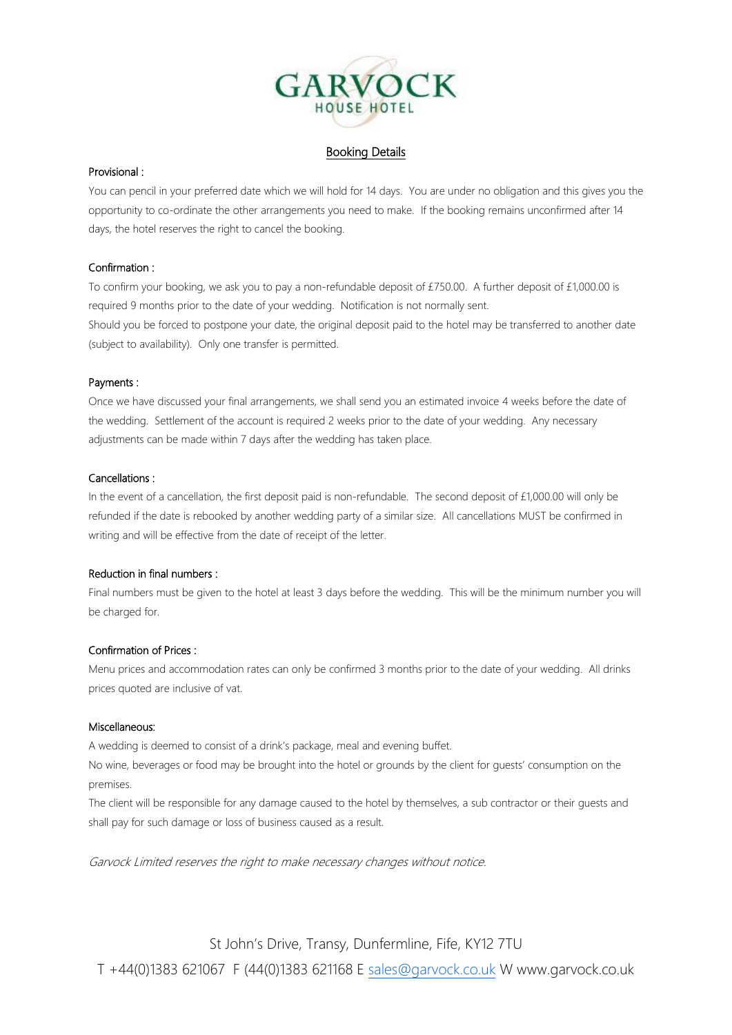# GARVOCK HOUSE HOTEL

## Booking Details

**Provisional :**

You can pencil in your preferred date which we will hold for 14 days. You are under no obligation and this gives you the opportunity to co-ordinate the other arrangements you need to make. If the booking remains unconfirmed after 14 days, the hotel reserves the right to cancel the booking.

**Confirmation :**

To confirm your booking, we ask you to pay a non-refundable deposit of £750.00. A further deposit of £1,000.00 is required 9 months prior to the date of your wedding. Notification is not normally sent.
Should you be forced to postpone your date, the original deposit paid to the hotel may be transferred to another date (subject to availability). Only one transfer is permitted.

**Payments :**

Once we have discussed your final arrangements, we shall send you an estimated invoice 4 weeks before the date of the wedding. Settlement of the account is required 2 weeks prior to the date of your wedding. Any necessary adjustments can be made within 7 days after the wedding has taken place.

**Cancellations :**

In the event of a cancellation, the first deposit paid is non-refundable. The second deposit of £1,000.00 will only be refunded if the date is rebooked by another wedding party of a similar size. All cancellations MUST be confirmed in writing and will be effective from the date of receipt of the letter.

**Reduction in final numbers :**

Final numbers must be given to the hotel at least 3 days before the wedding. This will be the minimum number you will be charged for.

**Confirmation of Prices :**

Menu prices and accommodation rates can only be confirmed 3 months prior to the date of your wedding. All drinks prices quoted are inclusive of vat.

**Miscellaneous:**

A wedding is deemed to consist of a drink's package, meal and evening buffet.
No wine, beverages or food may be brought into the hotel or grounds by the client for guests' consumption on the premises.
The client will be responsible for any damage caused to the hotel by themselves, a sub contractor or their guests and shall pay for such damage or loss of business caused as a result.

*Garvock Limited reserves the right to make necessary changes without notice.*

St John's Drive, Transy, Dunfermline, Fife, KY12 7TU
T +44(0)1383 621067 F (44(0)1383 621168 E sales@garvock.co.uk W www.garvock.co.uk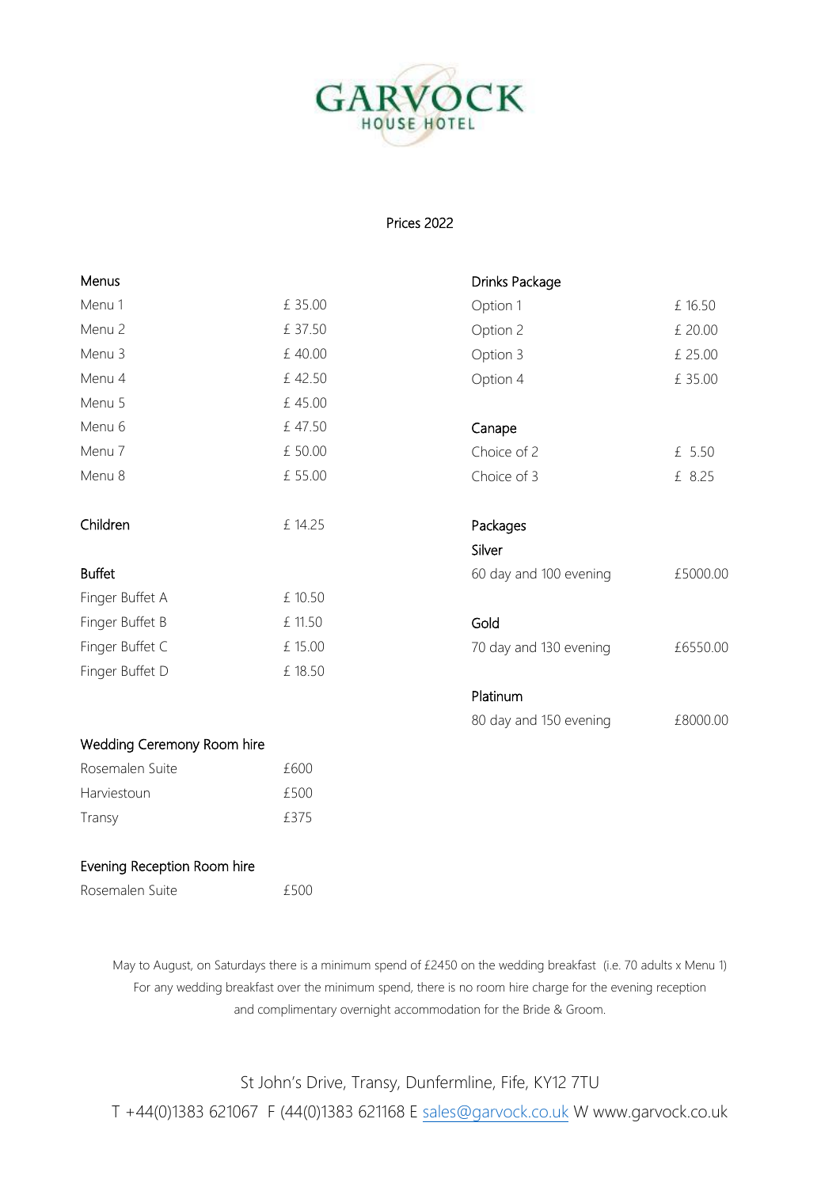# GARVOCK HOUSE HOTEL

Prices 2022

## Menus

| | |
|---|---|
| Menu 1 | £ 35.00 |
| Menu 2 | £ 37.50 |
| Menu 3 | £ 40.00 |
| Menu 4 | £ 42.50 |
| Menu 5 | £ 45.00 |
| Menu 6 | £ 47.50 |
| Menu 7 | £ 50.00 |
| Menu 8 | £ 55.00 |

| | |
|---|---|
| Children | £ 14.25 |

## Buffet

| | |
|---|---|
| Finger Buffet A | £ 10.50 |
| Finger Buffet B | £ 11.50 |
| Finger Buffet C | £ 15.00 |
| Finger Buffet D | £ 18.50 |

## Wedding Ceremony Room hire

| | |
|---|---|
| Rosemalen Suite | £600 |
| Harviestoun | £500 |
| Transy | £375 |

## Evening Reception Room hire

| | |
|---|---|
| Rosemalen Suite | £500 |

## Drinks Package

| | |
|---|---|
| Option 1 | £ 16.50 |
| Option 2 | £ 20.00 |
| Option 3 | £ 25.00 |
| Option 4 | £ 35.00 |

## Canape

| | |
|---|---|
| Choice of 2 | £ 5.50 |
| Choice of 3 | £ 8.25 |

## Packages

**Silver**

| | |
|---|---|
| 60 day and 100 evening | £5000.00 |

**Gold**

| | |
|---|---|
| 70 day and 130 evening | £6550.00 |

**Platinum**

| | |
|---|---|
| 80 day and 150 evening | £8000.00 |

May to August, on Saturdays there is a minimum spend of £2450 on the wedding breakfast (i.e. 70 adults x Menu 1)
For any wedding breakfast over the minimum spend, there is no room hire charge for the evening reception and complimentary overnight accommodation for the Bride & Groom.

St John's Drive, Transy, Dunfermline, Fife, KY12 7TU
T +44(0)1383 621067 F (44(0)1383 621168 E sales@garvock.co.uk W www.garvock.co.uk